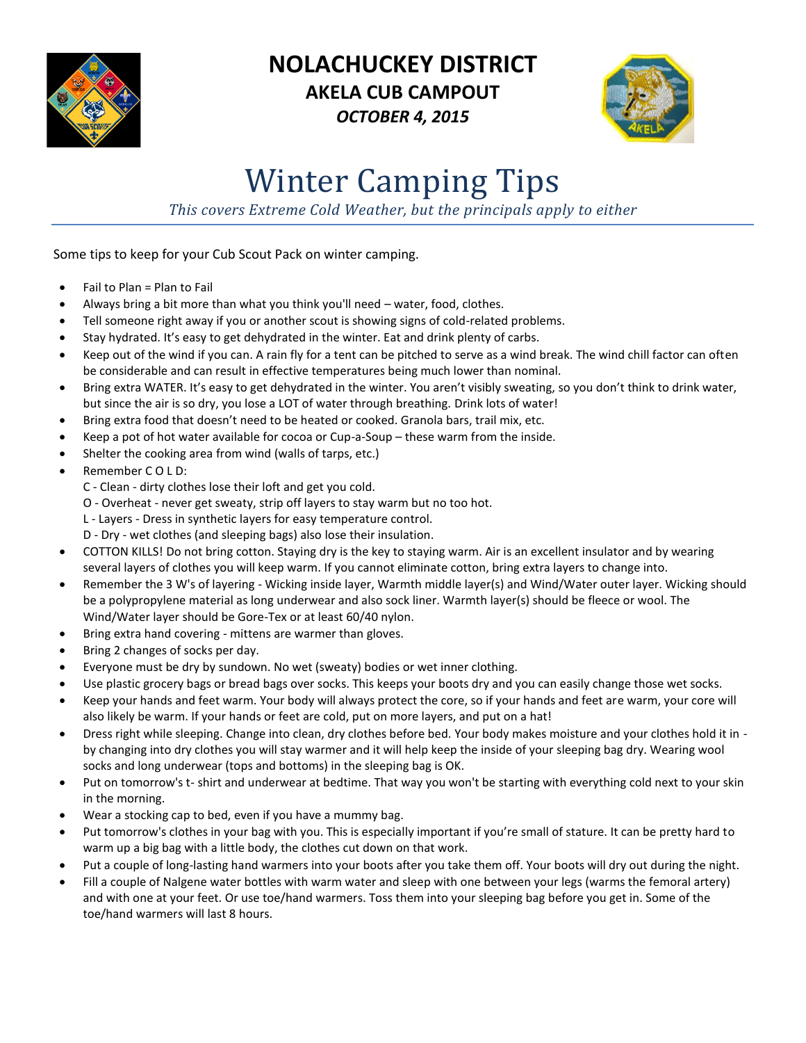# NOLACHUCKEY DISTRICT

## AKELA CUB CAMPOUT

### *OCTOBER 4, 2015*

# Winter Camping Tips

*This covers Extreme Cold Weather, but the principals apply to either*

Some tips to keep for your Cub Scout Pack on winter camping.

- Fail to Plan = Plan to Fail
- Always bring a bit more than what you think you'll need – water, food, clothes.
- Tell someone right away if you or another scout is showing signs of cold-related problems.
- Stay hydrated. It's easy to get dehydrated in the winter. Eat and drink plenty of carbs.
- Keep out of the wind if you can. A rain fly for a tent can be pitched to serve as a wind break. The wind chill factor can often be considerable and can result in effective temperatures being much lower than nominal.
- Bring extra WATER. It's easy to get dehydrated in the winter. You aren't visibly sweating, so you don't think to drink water, but since the air is so dry, you lose a LOT of water through breathing. Drink lots of water!
- Bring extra food that doesn't need to be heated or cooked. Granola bars, trail mix, etc.
- Keep a pot of hot water available for cocoa or Cup-a-Soup – these warm from the inside.
- Shelter the cooking area from wind (walls of tarps, etc.)
- Remember C O L D:
  C - Clean - dirty clothes lose their loft and get you cold.
  O - Overheat - never get sweaty, strip off layers to stay warm but no too hot.
  L - Layers - Dress in synthetic layers for easy temperature control.
  D - Dry - wet clothes (and sleeping bags) also lose their insulation.
- COTTON KILLS! Do not bring cotton. Staying dry is the key to staying warm. Air is an excellent insulator and by wearing several layers of clothes you will keep warm. If you cannot eliminate cotton, bring extra layers to change into.
- Remember the 3 W's of layering - Wicking inside layer, Warmth middle layer(s) and Wind/Water outer layer. Wicking should be a polypropylene material as long underwear and also sock liner. Warmth layer(s) should be fleece or wool. The Wind/Water layer should be Gore-Tex or at least 60/40 nylon.
- Bring extra hand covering - mittens are warmer than gloves.
- Bring 2 changes of socks per day.
- Everyone must be dry by sundown. No wet (sweaty) bodies or wet inner clothing.
- Use plastic grocery bags or bread bags over socks. This keeps your boots dry and you can easily change those wet socks.
- Keep your hands and feet warm. Your body will always protect the core, so if your hands and feet are warm, your core will also likely be warm. If your hands or feet are cold, put on more layers, and put on a hat!
- Dress right while sleeping. Change into clean, dry clothes before bed. Your body makes moisture and your clothes hold it in - by changing into dry clothes you will stay warmer and it will help keep the inside of your sleeping bag dry. Wearing wool socks and long underwear (tops and bottoms) in the sleeping bag is OK.
- Put on tomorrow's t- shirt and underwear at bedtime. That way you won't be starting with everything cold next to your skin in the morning.
- Wear a stocking cap to bed, even if you have a mummy bag.
- Put tomorrow's clothes in your bag with you. This is especially important if you're small of stature. It can be pretty hard to warm up a big bag with a little body, the clothes cut down on that work.
- Put a couple of long-lasting hand warmers into your boots after you take them off. Your boots will dry out during the night.
- Fill a couple of Nalgene water bottles with warm water and sleep with one between your legs (warms the femoral artery) and with one at your feet. Or use toe/hand warmers. Toss them into your sleeping bag before you get in. Some of the toe/hand warmers will last 8 hours.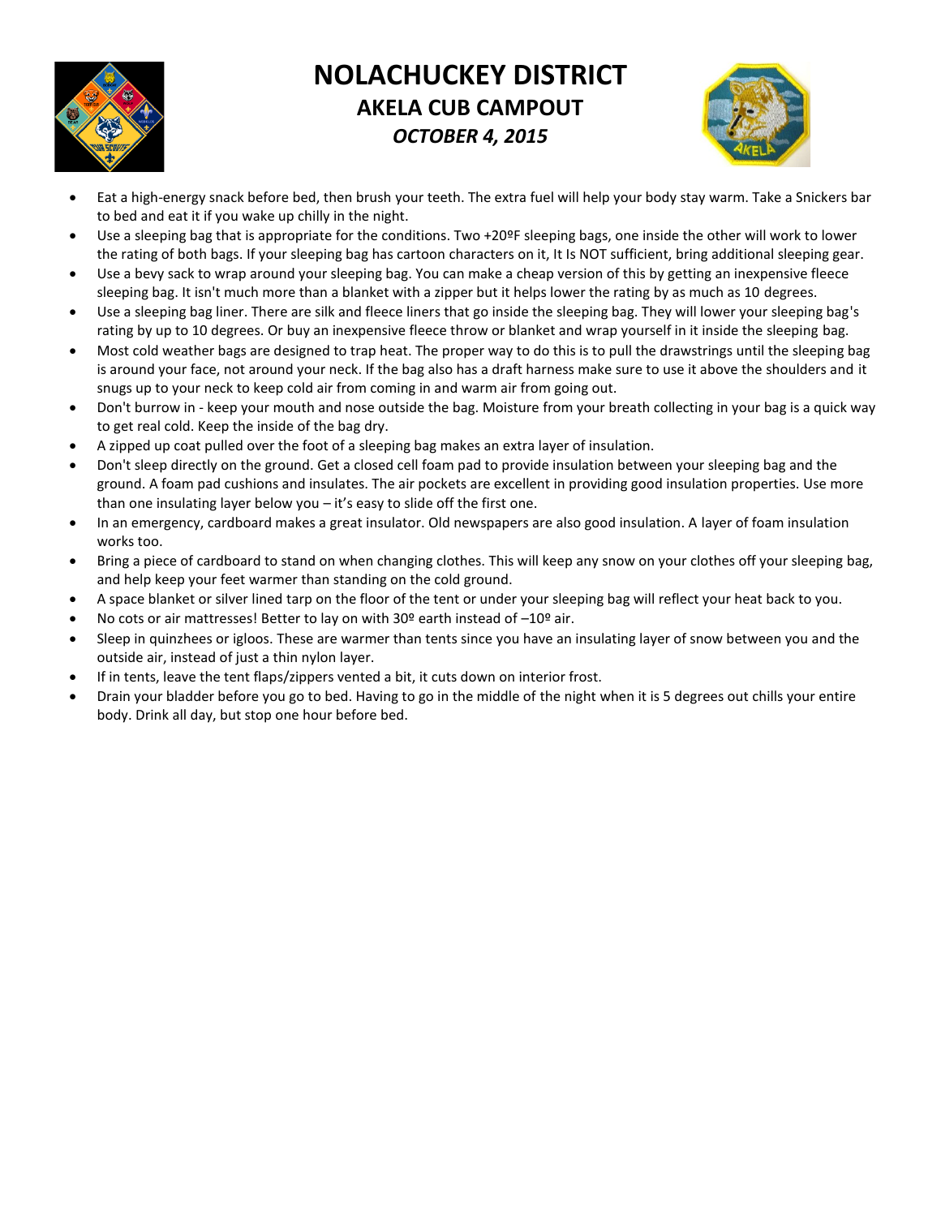# NOLACHUCKEY DISTRICT

## AKELA CUB CAMPOUT

### *OCTOBER 4, 2015*

- Eat a high-energy snack before bed, then brush your teeth. The extra fuel will help your body stay warm. Take a Snickers bar to bed and eat it if you wake up chilly in the night.
- Use a sleeping bag that is appropriate for the conditions. Two +20ºF sleeping bags, one inside the other will work to lower the rating of both bags. If your sleeping bag has cartoon characters on it, It Is NOT sufficient, bring additional sleeping gear.
- Use a bevy sack to wrap around your sleeping bag. You can make a cheap version of this by getting an inexpensive fleece sleeping bag. It isn't much more than a blanket with a zipper but it helps lower the rating by as much as 10 degrees.
- Use a sleeping bag liner. There are silk and fleece liners that go inside the sleeping bag. They will lower your sleeping bag's rating by up to 10 degrees. Or buy an inexpensive fleece throw or blanket and wrap yourself in it inside the sleeping bag.
- Most cold weather bags are designed to trap heat. The proper way to do this is to pull the drawstrings until the sleeping bag is around your face, not around your neck. If the bag also has a draft harness make sure to use it above the shoulders and it snugs up to your neck to keep cold air from coming in and warm air from going out.
- Don't burrow in - keep your mouth and nose outside the bag. Moisture from your breath collecting in your bag is a quick way to get real cold. Keep the inside of the bag dry.
- A zipped up coat pulled over the foot of a sleeping bag makes an extra layer of insulation.
- Don't sleep directly on the ground. Get a closed cell foam pad to provide insulation between your sleeping bag and the ground. A foam pad cushions and insulates. The air pockets are excellent in providing good insulation properties. Use more than one insulating layer below you – it's easy to slide off the first one.
- In an emergency, cardboard makes a great insulator. Old newspapers are also good insulation. A layer of foam insulation works too.
- Bring a piece of cardboard to stand on when changing clothes. This will keep any snow on your clothes off your sleeping bag, and help keep your feet warmer than standing on the cold ground.
- A space blanket or silver lined tarp on the floor of the tent or under your sleeping bag will reflect your heat back to you.
- No cots or air mattresses! Better to lay on with 30º earth instead of –10º air.
- Sleep in quinzhees or igloos. These are warmer than tents since you have an insulating layer of snow between you and the outside air, instead of just a thin nylon layer.
- If in tents, leave the tent flaps/zippers vented a bit, it cuts down on interior frost.
- Drain your bladder before you go to bed. Having to go in the middle of the night when it is 5 degrees out chills your entire body. Drink all day, but stop one hour before bed.